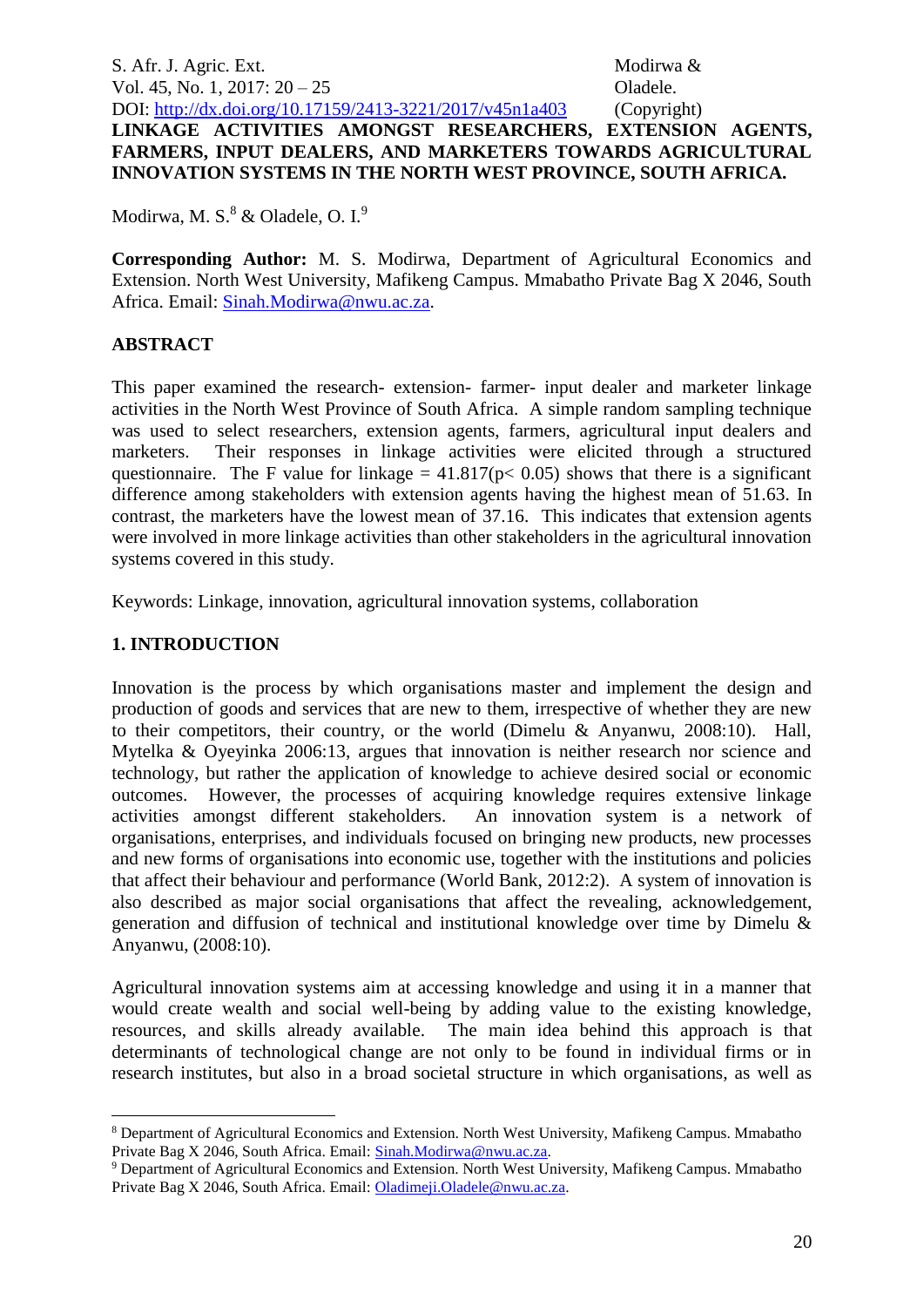# LINKAGE ACTIVITIES AMONGST RESEARCHERS, EXTENSION AGENTS, FARMERS, INPUT DEALERS, AND MARKETERS TOWARDS AGRICULTURAL INNOVATION SYSTEMS IN THE NORTH WEST PROVINCE, SOUTH AFRICA.

Modirwa, M. S.[8] & Oladele, O. I.[9]

**Corresponding Author:** M. S. Modirwa, Department of Agricultural Economics and Extension. North West University, Mafikeng Campus. Mmabatho Private Bag X 2046, South Africa. Email: Sinah.Modirwa@nwu.ac.za.

## ABSTRACT

This paper examined the research- extension- farmer- input dealer and marketer linkage activities in the North West Province of South Africa. A simple random sampling technique was used to select researchers, extension agents, farmers, agricultural input dealers and marketers. Their responses in linkage activities were elicited through a structured questionnaire. The F value for linkage = 41.817($p < 0.05$) shows that there is a significant difference among stakeholders with extension agents having the highest mean of 51.63. In contrast, the marketers have the lowest mean of 37.16. This indicates that extension agents were involved in more linkage activities than other stakeholders in the agricultural innovation systems covered in this study.

Keywords: Linkage, innovation, agricultural innovation systems, collaboration

## 1. INTRODUCTION

Innovation is the process by which organisations master and implement the design and production of goods and services that are new to them, irrespective of whether they are new to their competitors, their country, or the world (Dimelu & Anyanwu, 2008:10). Hall, Mytelka & Oyeyinka 2006:13, argues that innovation is neither research nor science and technology, but rather the application of knowledge to achieve desired social or economic outcomes. However, the processes of acquiring knowledge requires extensive linkage activities amongst different stakeholders. An innovation system is a network of organisations, enterprises, and individuals focused on bringing new products, new processes and new forms of organisations into economic use, together with the institutions and policies that affect their behaviour and performance (World Bank, 2012:2). A system of innovation is also described as major social organisations that affect the revealing, acknowledgement, generation and diffusion of technical and institutional knowledge over time by Dimelu & Anyanwu, (2008:10).

Agricultural innovation systems aim at accessing knowledge and using it in a manner that would create wealth and social well-being by adding value to the existing knowledge, resources, and skills already available. The main idea behind this approach is that determinants of technological change are not only to be found in individual firms or in research institutes, but also in a broad societal structure in which organisations, as well as

---

[8] Department of Agricultural Economics and Extension. North West University, Mafikeng Campus. Mmabatho Private Bag X 2046, South Africa. Email: Sinah.Modirwa@nwu.ac.za.

[9] Department of Agricultural Economics and Extension. North West University, Mafikeng Campus. Mmabatho Private Bag X 2046, South Africa. Email: Oladimeji.Oladele@nwu.ac.za.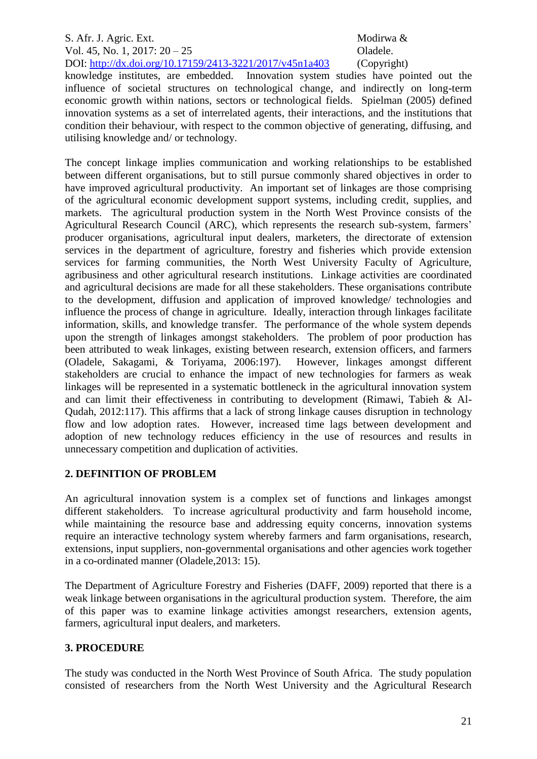knowledge institutes, are embedded. Innovation system studies have pointed out the influence of societal structures on technological change, and indirectly on long-term economic growth within nations, sectors or technological fields. Spielman (2005) defined innovation systems as a set of interrelated agents, their interactions, and the institutions that condition their behaviour, with respect to the common objective of generating, diffusing, and utilising knowledge and/ or technology.

The concept linkage implies communication and working relationships to be established between different organisations, but to still pursue commonly shared objectives in order to have improved agricultural productivity. An important set of linkages are those comprising of the agricultural economic development support systems, including credit, supplies, and markets. The agricultural production system in the North West Province consists of the Agricultural Research Council (ARC), which represents the research sub-system, farmers' producer organisations, agricultural input dealers, marketers, the directorate of extension services in the department of agriculture, forestry and fisheries which provide extension services for farming communities, the North West University Faculty of Agriculture, agribusiness and other agricultural research institutions. Linkage activities are coordinated and agricultural decisions are made for all these stakeholders. These organisations contribute to the development, diffusion and application of improved knowledge/ technologies and influence the process of change in agriculture. Ideally, interaction through linkages facilitate information, skills, and knowledge transfer. The performance of the whole system depends upon the strength of linkages amongst stakeholders. The problem of poor production has been attributed to weak linkages, existing between research, extension officers, and farmers (Oladele, Sakagami, & Toriyama, 2006:197). However, linkages amongst different stakeholders are crucial to enhance the impact of new technologies for farmers as weak linkages will be represented in a systematic bottleneck in the agricultural innovation system and can limit their effectiveness in contributing to development (Rimawi, Tabieh & Al-Qudah, 2012:117). This affirms that a lack of strong linkage causes disruption in technology flow and low adoption rates. However, increased time lags between development and adoption of new technology reduces efficiency in the use of resources and results in unnecessary competition and duplication of activities.

## 2. DEFINITION OF PROBLEM

An agricultural innovation system is a complex set of functions and linkages amongst different stakeholders. To increase agricultural productivity and farm household income, while maintaining the resource base and addressing equity concerns, innovation systems require an interactive technology system whereby farmers and farm organisations, research, extensions, input suppliers, non-governmental organisations and other agencies work together in a co-ordinated manner (Oladele,2013: 15).

The Department of Agriculture Forestry and Fisheries (DAFF, 2009) reported that there is a weak linkage between organisations in the agricultural production system. Therefore, the aim of this paper was to examine linkage activities amongst researchers, extension agents, farmers, agricultural input dealers, and marketers.

## 3. PROCEDURE

The study was conducted in the North West Province of South Africa. The study population consisted of researchers from the North West University and the Agricultural Research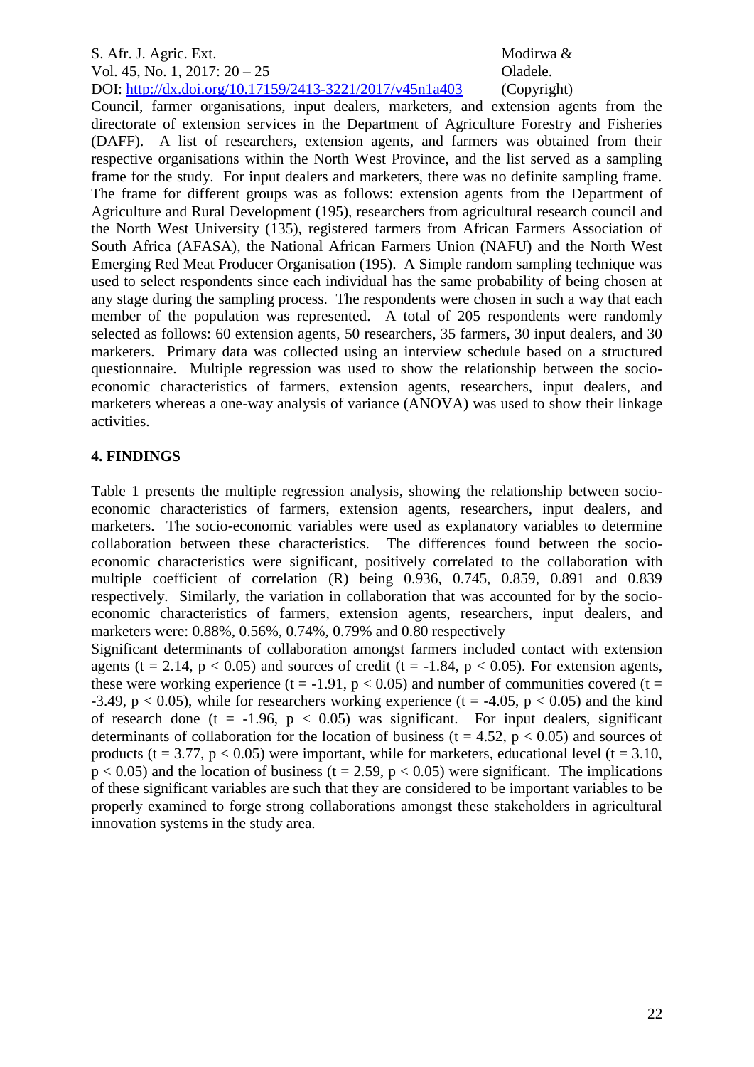Council, farmer organisations, input dealers, marketers, and extension agents from the directorate of extension services in the Department of Agriculture Forestry and Fisheries (DAFF). A list of researchers, extension agents, and farmers was obtained from their respective organisations within the North West Province, and the list served as a sampling frame for the study. For input dealers and marketers, there was no definite sampling frame. The frame for different groups was as follows: extension agents from the Department of Agriculture and Rural Development (195), researchers from agricultural research council and the North West University (135), registered farmers from African Farmers Association of South Africa (AFASA), the National African Farmers Union (NAFU) and the North West Emerging Red Meat Producer Organisation (195). A Simple random sampling technique was used to select respondents since each individual has the same probability of being chosen at any stage during the sampling process. The respondents were chosen in such a way that each member of the population was represented. A total of 205 respondents were randomly selected as follows: 60 extension agents, 50 researchers, 35 farmers, 30 input dealers, and 30 marketers. Primary data was collected using an interview schedule based on a structured questionnaire. Multiple regression was used to show the relationship between the socio-economic characteristics of farmers, extension agents, researchers, input dealers, and marketers whereas a one-way analysis of variance (ANOVA) was used to show their linkage activities.

## 4. FINDINGS

Table 1 presents the multiple regression analysis, showing the relationship between socio-economic characteristics of farmers, extension agents, researchers, input dealers, and marketers. The socio-economic variables were used as explanatory variables to determine collaboration between these characteristics. The differences found between the socio-economic characteristics were significant, positively correlated to the collaboration with multiple coefficient of correlation (R) being 0.936, 0.745, 0.859, 0.891 and 0.839 respectively. Similarly, the variation in collaboration that was accounted for by the socio-economic characteristics of farmers, extension agents, researchers, input dealers, and marketers were: 0.88%, 0.56%, 0.74%, 0.79% and 0.80 respectively

Significant determinants of collaboration amongst farmers included contact with extension agents ($t = 2.14$, $p < 0.05$) and sources of credit ($t = -1.84$, $p < 0.05$). For extension agents, these were working experience ($t = -1.91$, $p < 0.05$) and number of communities covered ($t = -3.49$, $p < 0.05$), while for researchers working experience ($t = -4.05$, $p < 0.05$) and the kind of research done ($t = -1.96$, $p < 0.05$) was significant. For input dealers, significant determinants of collaboration for the location of business ($t = 4.52$, $p < 0.05$) and sources of products ($t = 3.77$, $p < 0.05$) were important, while for marketers, educational level ($t = 3.10$, $p < 0.05$) and the location of business ($t = 2.59$, $p < 0.05$) were significant. The implications of these significant variables are such that they are considered to be important variables to be properly examined to forge strong collaborations amongst these stakeholders in agricultural innovation systems in the study area.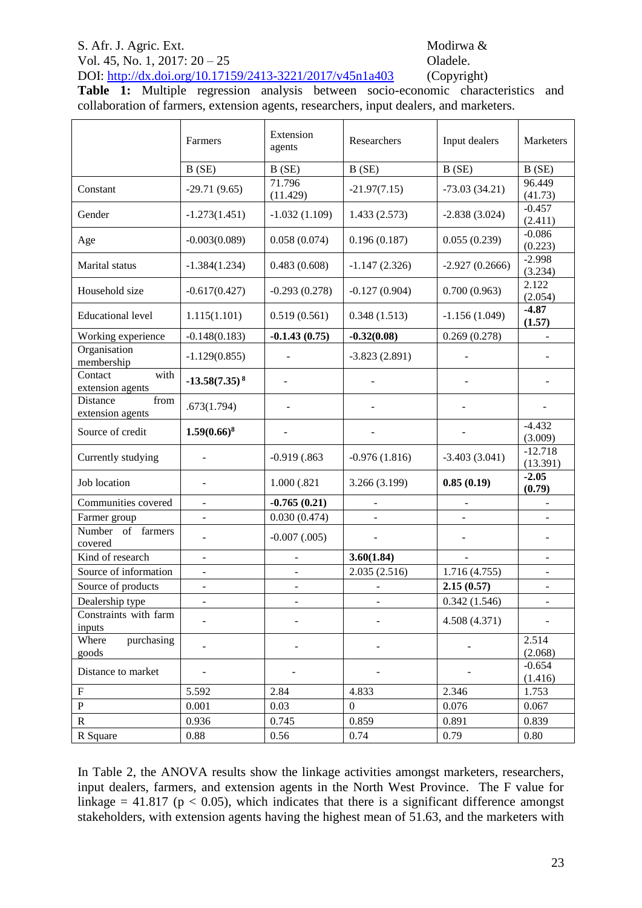**Table 1:** Multiple regression analysis between socio-economic characteristics and collaboration of farmers, extension agents, researchers, input dealers, and marketers.

| | Farmers | Extension agents | Researchers | Input dealers | Marketers |
|---|---|---|---|---|---|
| | B (SE) | B (SE) | B (SE) | B (SE) | B (SE) |
| Constant | -29.71 (9.65) | 71.796 (11.429) | -21.97(7.15) | -73.03 (34.21) | 96.449 (41.73) |
| Gender | -1.273(1.451) | -1.032 (1.109) | 1.433 (2.573) | -2.838 (3.024) | -0.457 (2.411) |
| Age | -0.003(0.089) | 0.058 (0.074) | 0.196 (0.187) | 0.055 (0.239) | -0.086 (0.223) |
| Marital status | -1.384(1.234) | 0.483 (0.608) | -1.147 (2.326) | -2.927 (0.2666) | -2.998 (3.234) |
| Household size | -0.617(0.427) | -0.293 (0.278) | -0.127 (0.904) | 0.700 (0.963) | 2.122 (2.054) |
| Educational level | 1.115(1.101) | 0.519 (0.561) | 0.348 (1.513) | -1.156 (1.049) | **-4.87 (1.57)** |
| Working experience | -0.148(0.183) | **-0.1.43 (0.75)** | **-0.32(0.08)** | 0.269 (0.278) | - |
| Organisation membership | -1.129(0.855) | - | -3.823 (2.891) | - | - |
| Contact with extension agents | **-13.58(7.35)** [8] | - | - | - | - |
| Distance from extension agents | .673(1.794) | - | - | - | - |
| Source of credit | **1.59(0.66)**[8] | - | - | - | -4.432 (3.009) |
| Currently studying | - | -0.919 (.863 | -0.976 (1.816) | -3.403 (3.041) | -12.718 (13.391) |
| Job location | - | 1.000 (.821 | 3.266 (3.199) | **0.85 (0.19)** | **-2.05 (0.79)** |
| Communities covered | - | **-0.765 (0.21)** | - | - | - |
| Farmer group | - | 0.030 (0.474) | - | - | - |
| Number of farmers covered | - | -0.007 (.005) | - | - | - |
| Kind of research | - | - | **3.60(1.84)** | - | - |
| Source of information | - | - | 2.035 (2.516) | 1.716 (4.755) | - |
| Source of products | - | - | - | **2.15 (0.57)** | - |
| Dealership type | - | - | - | 0.342 (1.546) | - |
| Constraints with farm inputs | - | - | - | 4.508 (4.371) | - |
| Where purchasing goods | - | - | - | - | 2.514 (2.068) |
| Distance to market | - | - | - | - | -0.654 (1.416) |
| F | 5.592 | 2.84 | 4.833 | 2.346 | 1.753 |
| P | 0.001 | 0.03 | 0 | 0.076 | 0.067 |
| R | 0.936 | 0.745 | 0.859 | 0.891 | 0.839 |
| R Square | 0.88 | 0.56 | 0.74 | 0.79 | 0.80 |

In Table 2, the ANOVA results show the linkage activities amongst marketers, researchers, input dealers, farmers, and extension agents in the North West Province. The F value for linkage = 41.817 ($p < 0.05$), which indicates that there is a significant difference amongst stakeholders, with extension agents having the highest mean of 51.63, and the marketers with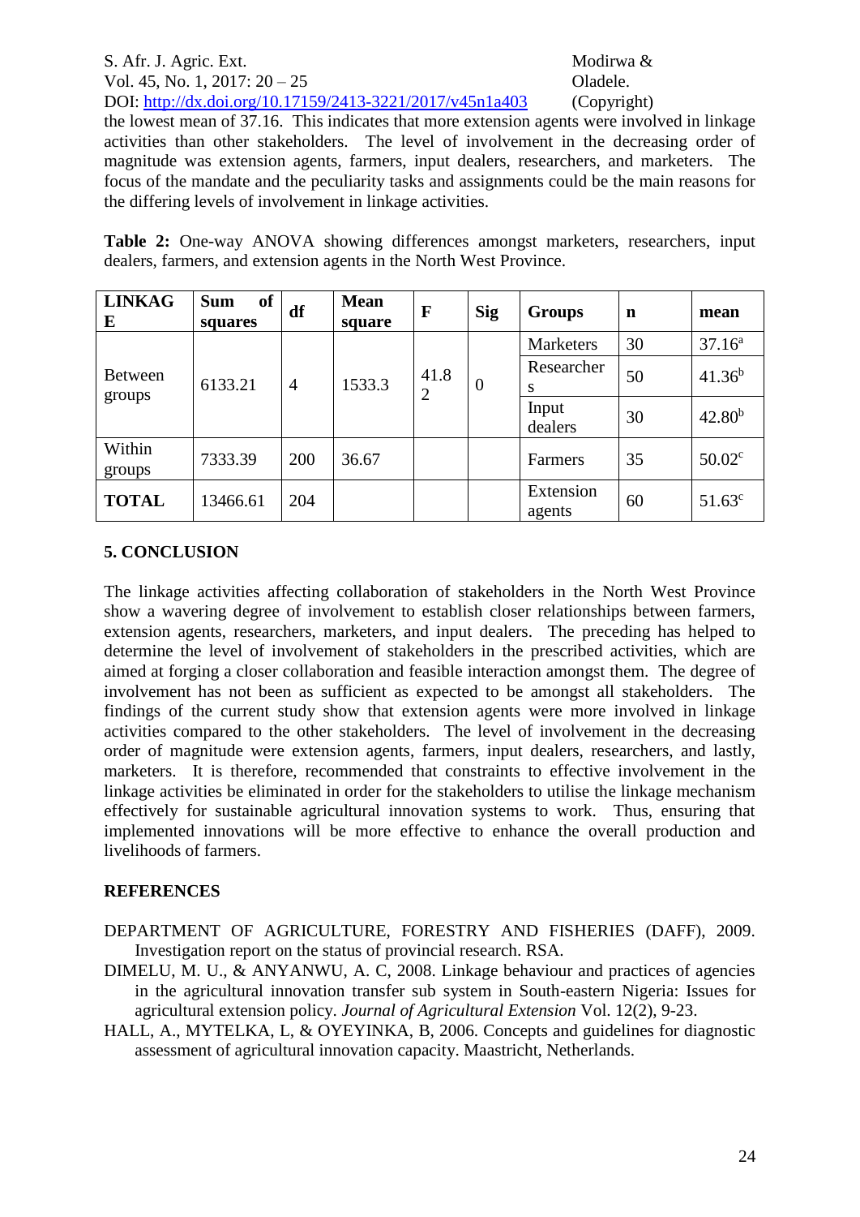the lowest mean of 37.16. This indicates that more extension agents were involved in linkage activities than other stakeholders. The level of involvement in the decreasing order of magnitude was extension agents, farmers, input dealers, researchers, and marketers. The focus of the mandate and the peculiarity tasks and assignments could be the main reasons for the differing levels of involvement in linkage activities.

**Table 2:** One-way ANOVA showing differences amongst marketers, researchers, input dealers, farmers, and extension agents in the North West Province.

| LINKAGE | Sum of squares | df | Mean square | F | Sig | Groups | n | mean |
|---|---|---|---|---|---|---|---|---|
| Between groups | 6133.21 | 4 | 1533.3 | 41.82 | 0 | Marketers | 30 | 37.16[a] |
| | | | | | | Researchers | 50 | 41.36[b] |
| | | | | | | Input dealers | 30 | 42.80[b] |
| Within groups | 7333.39 | 200 | 36.67 | | | Farmers | 35 | 50.02[c] |
| **TOTAL** | 13466.61 | 204 | | | | Extension agents | 60 | 51.63[c] |

## 5. CONCLUSION

The linkage activities affecting collaboration of stakeholders in the North West Province show a wavering degree of involvement to establish closer relationships between farmers, extension agents, researchers, marketers, and input dealers. The preceding has helped to determine the level of involvement of stakeholders in the prescribed activities, which are aimed at forging a closer collaboration and feasible interaction amongst them. The degree of involvement has not been as sufficient as expected to be amongst all stakeholders. The findings of the current study show that extension agents were more involved in linkage activities compared to the other stakeholders. The level of involvement in the decreasing order of magnitude were extension agents, farmers, input dealers, researchers, and lastly, marketers. It is therefore, recommended that constraints to effective involvement in the linkage activities be eliminated in order for the stakeholders to utilise the linkage mechanism effectively for sustainable agricultural innovation systems to work. Thus, ensuring that implemented innovations will be more effective to enhance the overall production and livelihoods of farmers.

## REFERENCES

DEPARTMENT OF AGRICULTURE, FORESTRY AND FISHERIES (DAFF), 2009. Investigation report on the status of provincial research. RSA.

DIMELU, M. U., & ANYANWU, A. C, 2008. Linkage behaviour and practices of agencies in the agricultural innovation transfer sub system in South-eastern Nigeria: Issues for agricultural extension policy. *Journal of Agricultural Extension* Vol. 12(2), 9-23.

HALL, A., MYTELKA, L, & OYEYINKA, B, 2006. Concepts and guidelines for diagnostic assessment of agricultural innovation capacity. Maastricht, Netherlands.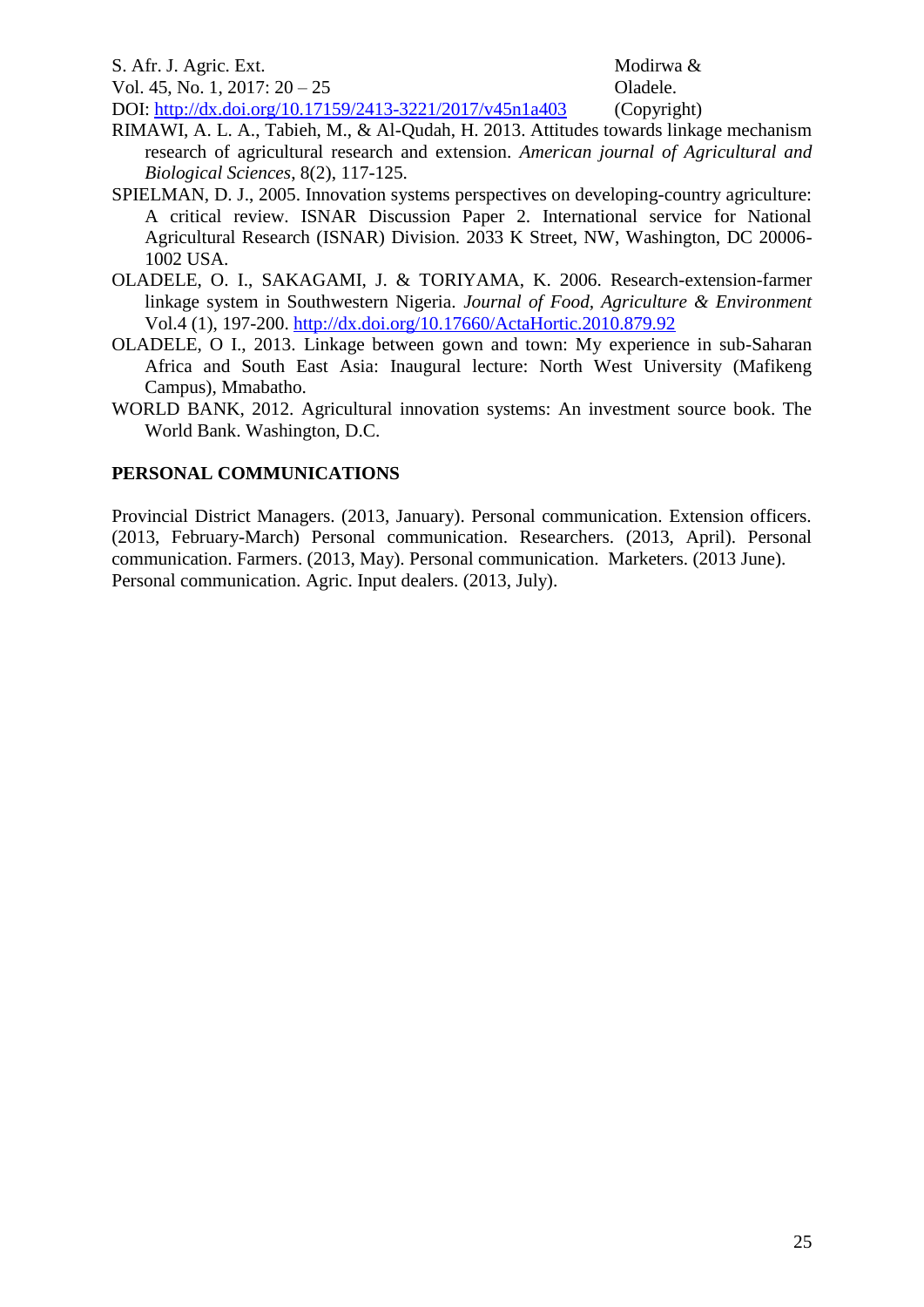RIMAWI, A. L. A., Tabieh, M., & Al-Qudah, H. 2013. Attitudes towards linkage mechanism research of agricultural research and extension. *American journal of Agricultural and Biological Sciences*, 8(2), 117-125.

SPIELMAN, D. J., 2005. Innovation systems perspectives on developing-country agriculture: A critical review. ISNAR Discussion Paper 2. International service for National Agricultural Research (ISNAR) Division. 2033 K Street, NW, Washington, DC 20006-1002 USA.

OLADELE, O. I., SAKAGAMI, J. & TORIYAMA, K. 2006. Research-extension-farmer linkage system in Southwestern Nigeria. *Journal of Food, Agriculture & Environment* Vol.4 (1), 197-200. http://dx.doi.org/10.17660/ActaHortic.2010.879.92

OLADELE, O I., 2013. Linkage between gown and town: My experience in sub-Saharan Africa and South East Asia: Inaugural lecture: North West University (Mafikeng Campus), Mmabatho.

WORLD BANK, 2012. Agricultural innovation systems: An investment source book. The World Bank. Washington, D.C.

## PERSONAL COMMUNICATIONS

Provincial District Managers. (2013, January). Personal communication. Extension officers. (2013, February-March) Personal communication. Researchers. (2013, April). Personal communication. Farmers. (2013, May). Personal communication. Marketers. (2013 June). Personal communication. Agric. Input dealers. (2013, July).